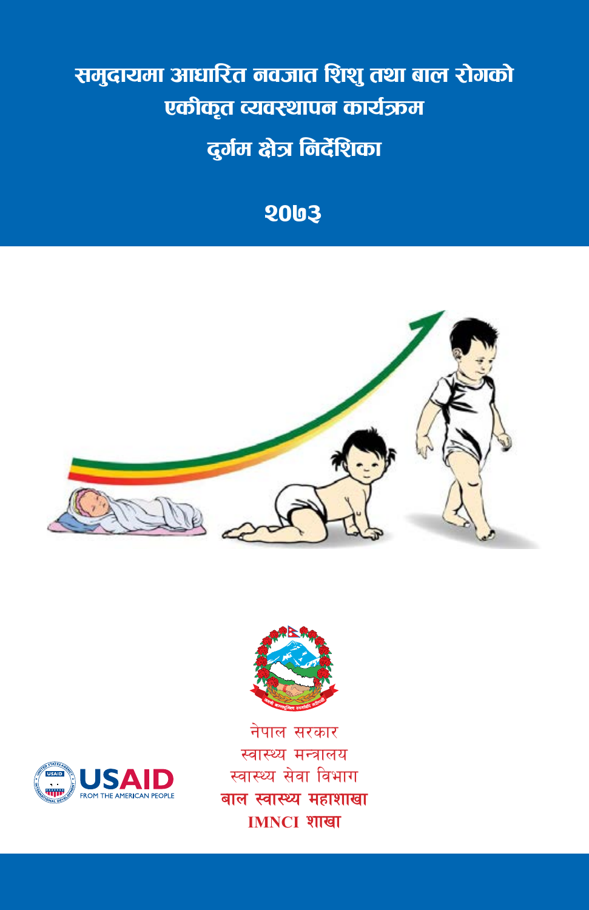# समुदायमा आधारित नवजात शिशु तथा बाल रोगको एकीकृत व्यवस्थापन कार्यक्रम

## दुर्गम क्षेत्र निर्देशिका

## २०७३

USAID FROM THE AMERICAN PEOPLE

नेपाल सरकार
स्वास्थ्य मन्त्रालय
स्वास्थ्य सेवा विभाग
**बाल स्वास्थ्य महाशाखा**
**IMNCI शाखा**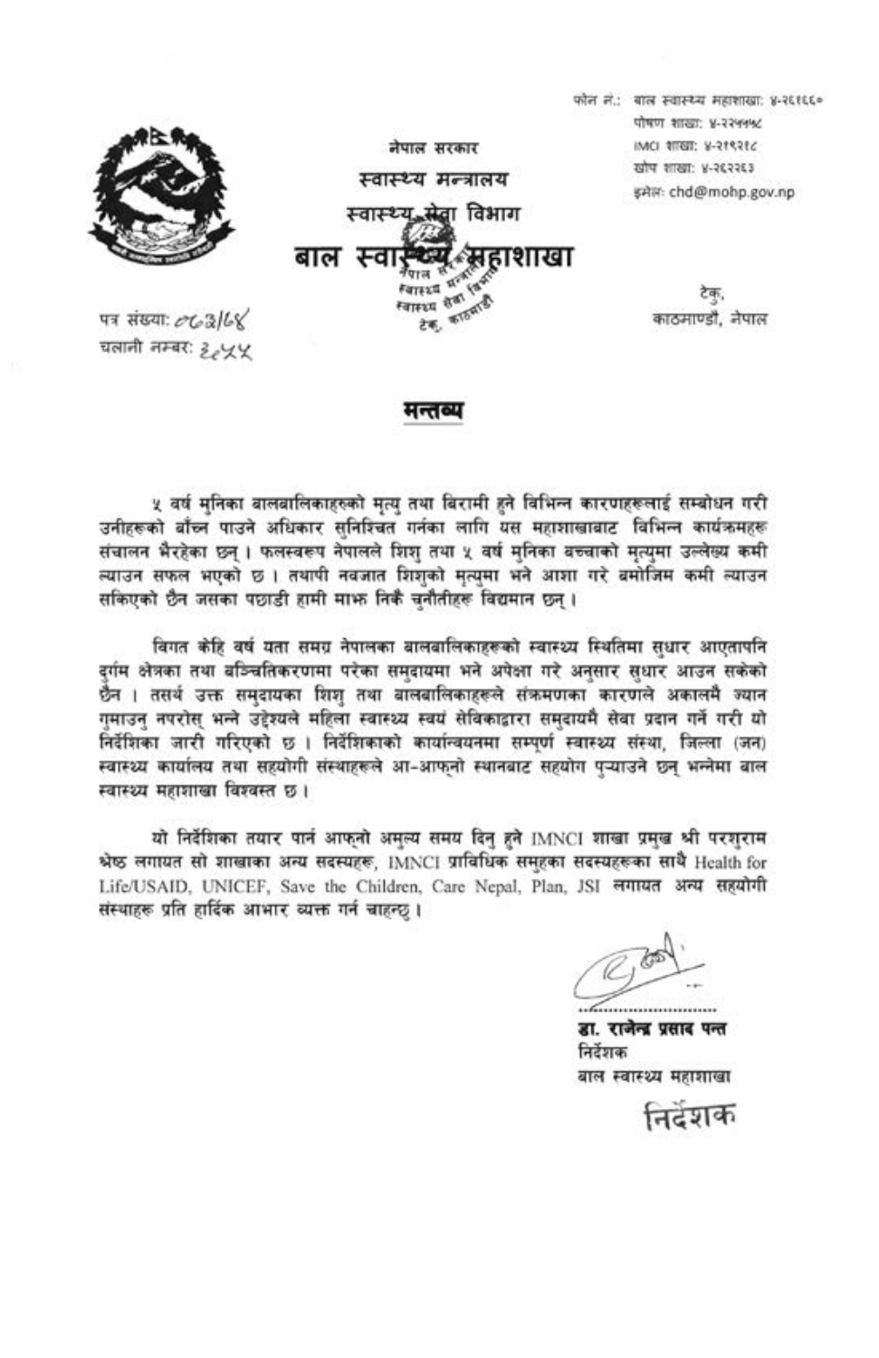फोन नं.: बाल स्वास्थ्य महाशाखा: ४-२६१६६०
पोषण शाखा: ४-२२५५५८
IMCI शाखा: ४-२१९२१८
खोप शाखा: ४-२६२२६३
इमेल: chd@mohp.gov.np

नेपाल सरकार
स्वास्थ्य मन्त्रालय
स्वास्थ्य सेवा विभाग

# बाल स्वास्थ्य महाशाखा

टेकु,
काठमाण्डौ, नेपाल

पत्र संख्या: ०६३/६४
चलानी नम्बर: ३८५५

## मन्तव्य

५ वर्ष मुनिका बालबालिकाहरुको मृत्यु तथा बिरामी हुने विभिन्न कारणहरुलाई सम्बोधन गरी उनीहरूको बाँच्न पाउने अधिकार सुनिश्चित गर्नका लागि यस महाशाखाबाट विभिन्न कार्यक्रमहरू संचालन भैरहेका छन् । फलस्वरूप नेपालले शिशु तथा ५ वर्ष मुनिका बच्चाको मृत्युमा उल्लेख्य कमी ल्याउन सफल भएको छ । तथापी नवजात शिशुको मृत्युमा भने आशा गरे बमोजिम कमी ल्याउन सकिएको छैन जसका पछाडी हामी माझ निकै चुनौतीहरू विद्यमान छन् ।

विगत केहि वर्ष यता समग्र नेपालका बालबालिकाहरूको स्वास्थ्य स्थितिमा सुधार आएतापनि दुर्गम क्षेत्रका तथा बञ्चितिकरणमा परेका समुदायमा भने अपेक्षा गरे अनुसार सुधार आउन सकेको छैन । तसर्थ उक्त समुदायका शिशु तथा बालबालिकाहरूले संक्रमणका कारणले अकालमै ज्यान गुमाउनु नपरोस् भन्ने उद्देश्यले महिला स्वास्थ्य स्वयं सेविकाद्वारा समुदायमै सेवा प्रदान गर्ने गरी यो निर्देशिका जारी गरिएको छ । निर्देशिकाको कार्यान्वयनमा सम्पूर्ण स्वास्थ्य संस्था, जिल्ला (जन) स्वास्थ्य कार्यालय तथा सहयोगी संस्थाहरूले आ-आफ्नो स्थानबाट सहयोग पुऱ्याउने छन् भन्नेमा बाल स्वास्थ्य महाशाखा विश्वस्त छ ।

यो निर्देशिका तयार पार्न आफ्नो अमूल्य समय दिनु हुने IMNCI शाखा प्रमुख श्री परशुराम श्रेष्ठ लगायत सो शाखाका अन्य सदस्यहरू, IMNCI प्राविधिक समूहका सदस्यहरूका साथै Health for Life/USAID, UNICEF, Save the Children, Care Nepal, Plan, JSI लगायत अन्य सहयोगी संस्थाहरू प्रति हार्दिक आभार व्यक्त गर्न चाहन्छु ।

डा. राजेन्द्र प्रसाद पन्त
निर्देशक
बाल स्वास्थ्य महाशाखा

निर्देशक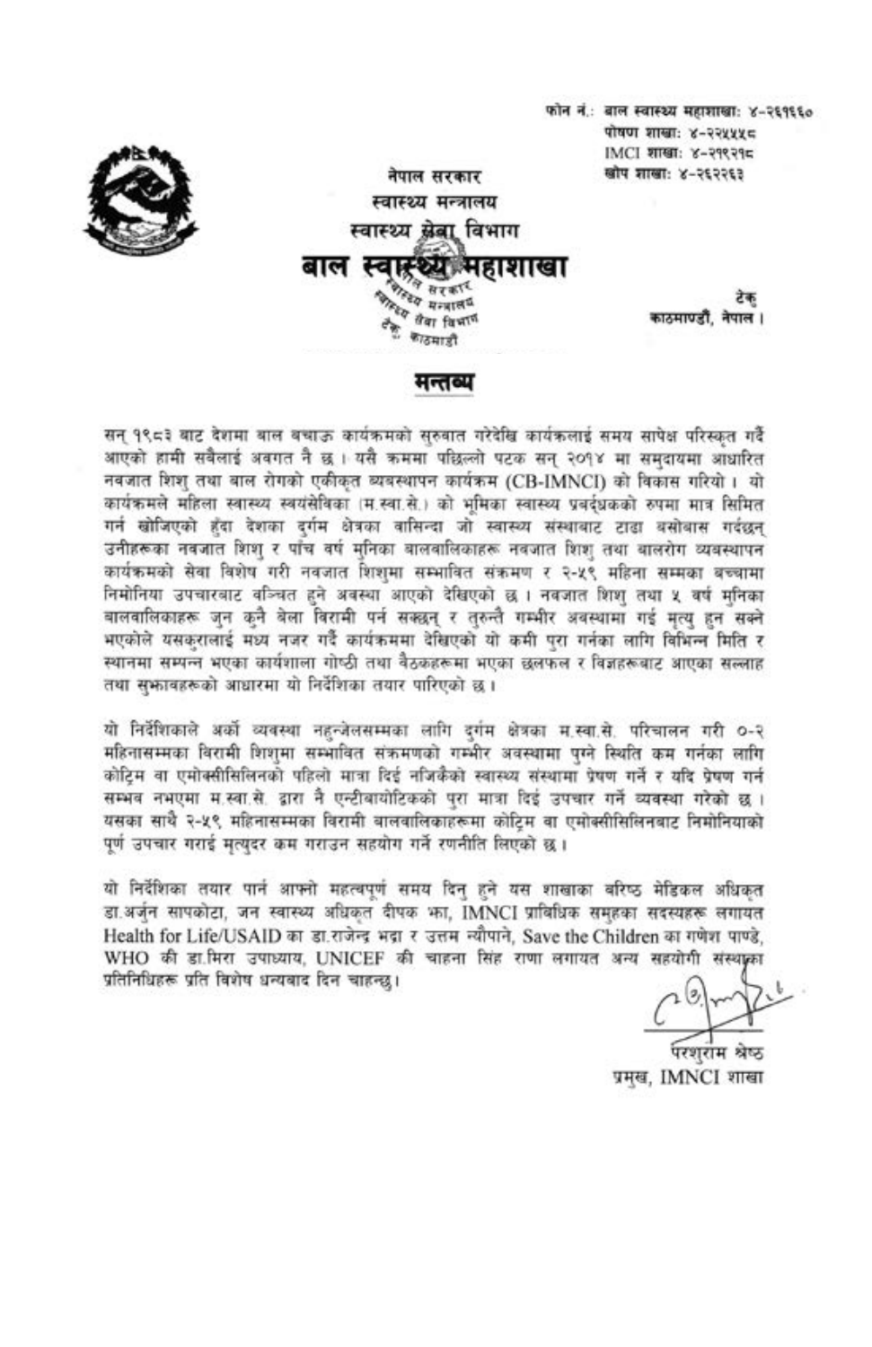फोन नं.: बाल स्वास्थ्य महाशाखा: ४-२६१६६०
पोषण शाखा: ४-२२५५५८
IMCI शाखा: ४-२१९२१८
खोप शाखा: ४-२६२२६३

नेपाल सरकार
स्वास्थ्य मन्त्रालय
स्वास्थ्य सेवा विभाग

# बाल स्वास्थ्य महाशाखा

टेकु
काठमाण्डौ, नेपाल।

## मन्तव्य

सन् १९८३ बाट देशमा बाल बचाऊ कार्यक्रमको सुरुवात गरेदेखि कार्यक्रलाई समय सापेक्ष परिस्कृत गर्दै आएको हामी सबैलाई अवगत नै छ । यसै क्रममा पछिल्लो पटक सन् २०१४ मा समुदायमा आधारित नवजात शिशु तथा बाल रोगको एकीकृत ब्यवस्थापन कार्यक्रम (CB-IMNCI) को विकास गरियो । यो कार्यक्रमले महिला स्वास्थ्य स्वयंसेविका (म.स्वा.से.) को भूमिका स्वास्थ्य प्रवर्द्धकको रुपमा मात्र सिमित गर्न खोजिएको हुँदा देशका दुर्गम क्षेत्रका वासिन्दा जो स्वास्थ्य संस्थाबाट टाढा बसोबास गर्दछन् उनीहरूका नवजात शिशु र पाँच वर्ष मुनिका बालबालिकाहरू नवजात शिशु तथा बालरोग व्यवस्थापन कार्यक्रमको सेवा विशेष गरी नवजात शिशुमा सम्भावित संक्रमण र २-५९ महिना सम्मका बच्चामा निमोनिया उपचारबाट वञ्चित हुने अवस्था आएको देखिएको छ । नवजात शिशु तथा ५ वर्ष मुनिका बालबालिकाहरू जुन कुनै बेला बिरामी पर्न सक्छन् र तुरुन्तै गम्भीर अवस्थामा गई मृत्यु हुन सक्ने भएकोले यसकुरालाई मध्य नजर गर्दै कार्यक्रममा देखिएको यो कमी पुरा गर्नका लागि विभिन्न मिति र स्थानमा सम्पन्न भएका कार्यशाला गोष्ठी तथा बैठकहरूमा भएका छलफल र विज्ञहरूबाट आएका सल्लाह तथा सुझावहरूको आधारमा यो निर्देशिका तयार पारिएको छ ।

यो निर्देशिकाले अर्को व्यवस्था नहुन्जेलसम्मका लागि दुर्गम क्षेत्रका म.स्वा.से. परिचालन गरी ०-२ महिनासम्मका बिरामी शिशुमा सम्भावित संक्रमणको गम्भीर अवस्थामा पुग्ने स्थिति कम गर्नका लागि कोट्रिम वा एमोक्सीसिलिनको पहिलो मात्रा दिई नजिकैको स्वास्थ्य संस्थामा प्रेषण गर्ने र यदि प्रेषण गर्न सम्भव नभएमा म.स्वा.से. द्वारा नै एन्टीबायोटिकको पुरा मात्रा दिई उपचार गर्ने व्यवस्था गरेको छ । यसका साथै २-५९ महिनासम्मका बिरामी बालबालिकाहरूमा कोट्रिम वा एमोक्सीसिलिनबाट निमोनियाको पूर्ण उपचार गराई मृत्युदर कम गराउन सहयोग गर्ने रणनीति लिएको छ ।

यो निर्देशिका तयार पार्न आफ्नो महत्वपूर्ण समय दिनु हुने यस शाखाका वरिष्ठ मेडिकल अधिकृत डा.अर्जुन सापकोटा, जन स्वास्थ्य अधिकृत दीपक झा, IMNCI प्राविधिक समूहका सदस्यहरू लगायत Health for Life/USAID का डा.राजेन्द्र भद्रा र उत्तम न्यौपाने, Save the Children का गणेश पाण्डे, WHO की डा.मिरा उपाध्याय, UNICEF की चाहना सिंह राणा लगायत अन्य सहयोगी संस्थाका प्रतिनिधिहरू प्रति विशेष धन्यवाद दिन चाहन्छु।

परशुराम श्रेष्ठ
प्रमुख, IMNCI शाखा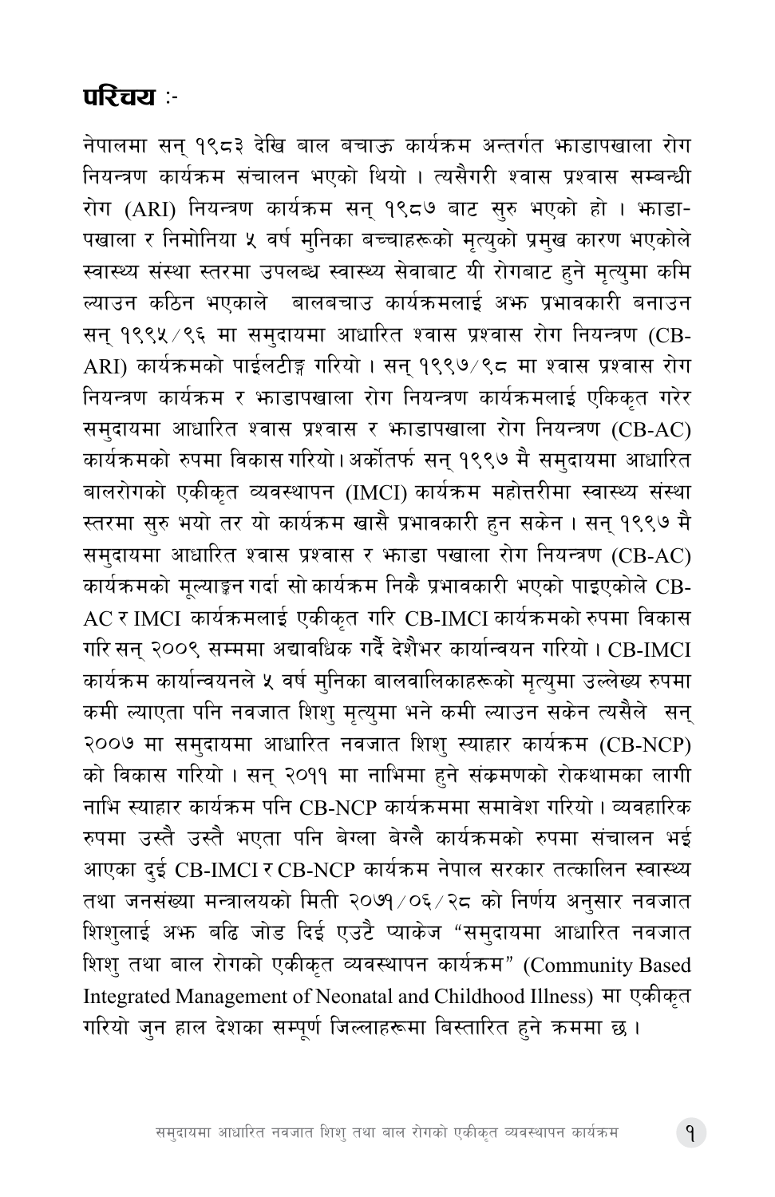## परिचय :-

नेपालमा सन् १९८३ देखि बाल बचाऊ कार्यक्रम अन्तर्गत झाडापखाला रोग नियन्त्रण कार्यक्रम संचालन भएको थियो । त्यसैगरी श्वास प्रश्वास सम्बन्धी रोग (ARI) नियन्त्रण कार्यक्रम सन् १९८७ बाट सुरु भएको हो । झाडा-पखाला र निमोनिया ५ वर्ष मुनिका बच्चाहरूको मृत्युको प्रमुख कारण भएकोले स्वास्थ्य संस्था स्तरमा उपलब्ध स्वास्थ्य सेवाबाट यी रोगबाट हुने मृत्युमा कमि ल्याउन कठिन भएकाले बालबचाउ कार्यक्रमलाई अझ प्रभावकारी बनाउन सन् १९९५/९६ मा समुदायमा आधारित श्वास प्रश्वास रोग नियन्त्रण (CB-ARI) कार्यक्रमको पाईलटीङ्ग गरियो । सन् १९९७/९८ मा श्वास प्रश्वास रोग नियन्त्रण कार्यक्रम र झाडापखाला रोग नियन्त्रण कार्यक्रमलाई एकिकृत गरेर समुदायमा आधारित श्वास प्रश्वास र झाडापखाला रोग नियन्त्रण (CB-AC) कार्यक्रमको रुपमा विकास गरियो। अर्कोतर्फ सन् १९९७ मै समुदायमा आधारित बालरोगको एकीकृत व्यवस्थापन (IMCI) कार्यक्रम महोत्तरीमा स्वास्थ्य संस्था स्तरमा सुरु भयो तर यो कार्यक्रम खासै प्रभावकारी हुन सकेन । सन् १९९७ मै समुदायमा आधारित श्वास प्रश्वास र झाडा पखाला रोग नियन्त्रण (CB-AC) कार्यक्रमको मूल्याङ्कन गर्दा सो कार्यक्रम निकै प्रभावकारी भएको पाइएकोले CB-AC र IMCI कार्यक्रमलाई एकीकृत गरि CB-IMCI कार्यक्रमको रुपमा विकास गरि सन् २००९ सम्ममा अद्यावधिक गर्दै देशैभर कार्यान्वयन गरियो । CB-IMCI कार्यक्रम कार्यान्वयनले ५ वर्ष मुनिका बालवालिकाहरूको मृत्युमा उल्लेख्य रुपमा कमी ल्याएता पनि नवजात शिशु मृत्युमा भने कमी ल्याउन सकेन त्यसैले सन् २००७ मा समुदायमा आधारित नवजात शिशु स्याहार कार्यक्रम (CB-NCP) को विकास गरियो । सन् २०११ मा नाभिमा हुने संक्रमणको रोकथामका लागी नाभि स्याहार कार्यक्रम पनि CB-NCP कार्यक्रममा समावेश गरियो । व्यवहारिक रुपमा उस्तै उस्तै भएता पनि बेग्ला बेग्लै कार्यक्रमको रुपमा संचालन भई आएका दुई CB-IMCI र CB-NCP कार्यक्रम नेपाल सरकार तत्कालिन स्वास्थ्य तथा जनसंख्या मन्त्रालयको मिती २०७१/०६/२८ को निर्णय अनुसार नवजात शिशुलाई अझ बढि जोड दिई एउटै प्याकेज "समुदायमा आधारित नवजात शिशु तथा बाल रोगको एकीकृत व्यवस्थापन कार्यक्रम" (Community Based Integrated Management of Neonatal and Childhood Illness) मा एकीकृत गरियो जुन हाल देशका सम्पूर्ण जिल्लाहरूमा बिस्तारित हुने क्रममा छ ।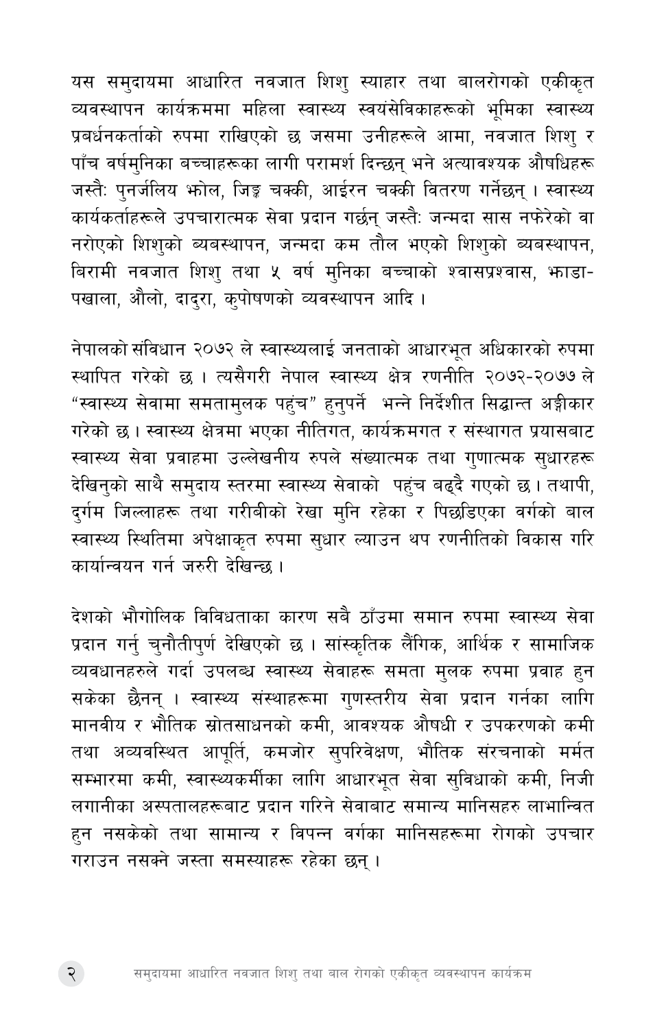यस समुदायमा आधारित नवजात शिशु स्याहार तथा बालरोगको एकीकृत व्यवस्थापन कार्यक्रममा महिला स्वास्थ्य स्वयंसेविकाहरूको भूमिका स्वास्थ्य प्रवर्धनकर्ताको रुपमा राखिएको छ जसमा उनीहरूले आमा, नवजात शिशु र पाँच वर्षमुनिका बच्चाहरूका लागी परामर्श दिन्छन् भने अत्यावश्यक औषधिहरू जस्तैः पुनर्जलिय झोल, जिङ्क चक्की, आईरन चक्की वितरण गर्नेछन् । स्वास्थ्य कार्यकर्ताहरूले उपचारात्मक सेवा प्रदान गर्छन् जस्तैः जन्मदा सास नफेरेको वा नरोएको शिशुको ब्यबस्थापन, जन्मदा कम तौल भएको शिशुको ब्यबस्थापन, बिरामी नवजात शिशु तथा ५ वर्ष मुनिका बच्चाको श्वासप्रश्वास, झाडा-पखाला, औलो, दादुरा, कुपोषणको व्यवस्थापन आदि ।

नेपालको संविधान २०७२ ले स्वास्थ्यलाई जनताको आधारभूत अधिकारको रुपमा स्थापित गरेको छ । त्यसैगरी नेपाल स्वास्थ्य क्षेत्र रणनीति २०७२-२०७७ ले "स्वास्थ्य सेवामा समतामुलक पहुंच" हुनुपर्ने भन्ने निर्देशीत सिद्धान्त अङ्गीकार गरेको छ । स्वास्थ्य क्षेत्रमा भएका नीतिगत, कार्यक्रमगत र संस्थागत प्रयासबाट स्वास्थ्य सेवा प्रवाहमा उल्लेखनीय रुपले संख्यात्मक तथा गुणात्मक सुधारहरू देखिनुको साथै समुदाय स्तरमा स्वास्थ्य सेवाको पहुंच बढ्दै गएको छ । तथापी, दुर्गम जिल्लाहरू तथा गरीबीको रेखा मुनि रहेका र पिछडिएका वर्गको बाल स्वास्थ्य स्थितिमा अपेक्षाकृत रुपमा सुधार ल्याउन थप रणनीतिको विकास गरि कार्यान्वयन गर्न जरुरी देखिन्छ ।

देशको भौगोलिक विविधताका कारण सबै ठाँउमा समान रुपमा स्वास्थ्य सेवा प्रदान गर्नु चुनौतीपुर्ण देखिएको छ । सांस्कृतिक लैंगिक, आर्थिक र सामाजिक व्यवधानहरुले गर्दा उपलब्ध स्वास्थ्य सेवाहरू समता मुलक रुपमा प्रवाह हुन सकेका छैनन् । स्वास्थ्य संस्थाहरूमा गुणस्तरीय सेवा प्रदान गर्नका लागि मानवीय र भौतिक स्रोतसाधनको कमी, आवश्यक औषधी र उपकरणको कमी तथा अव्यवस्थित आपूर्ति, कमजोर सुपरिवेक्षण, भौतिक संरचनाको मर्मत सम्भारमा कमी, स्वास्थ्यकर्मीका लागि आधारभूत सेवा सुविधाको कमी, निजी लगानीका अस्पतालहरूबाट प्रदान गरिने सेवाबाट समान्य मानिसहरु लाभान्वित हुन नसकेको तथा सामान्य र विपन्न वर्गका मानिसहरूमा रोगको उपचार गराउन नसक्ने जस्ता समस्याहरू रहेका छन् ।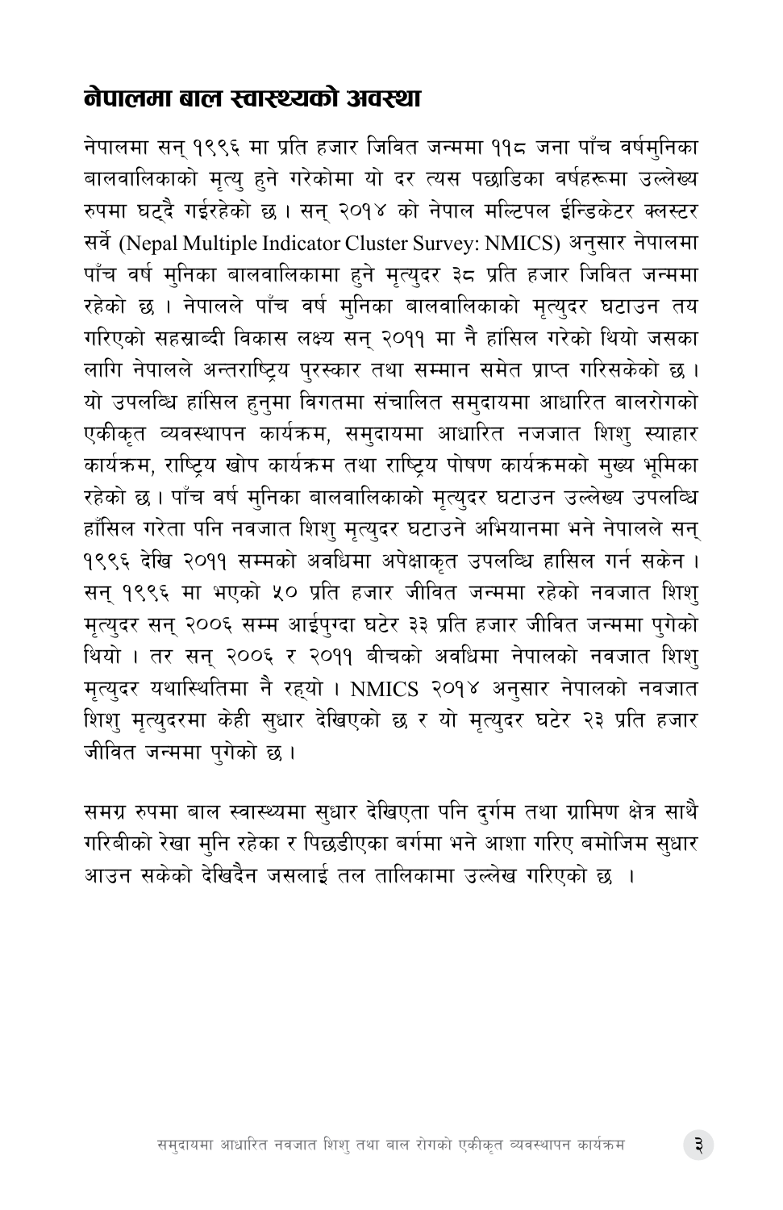## नेपालमा बाल स्वास्थ्यको अवस्था

नेपालमा सन् १९९६ मा प्रति हजार जिवित जन्ममा ११८ जना पाँच वर्षमुनिका बालवालिकाको मृत्यु हुने गरेकोमा यो दर त्यस पछाडिका वर्षहरूमा उल्लेख्य रुपमा घट्दै गईरहेको छ । सन् २०१४ को नेपाल मल्टिपल ईन्डिकेटर क्लस्टर सर्वे (Nepal Multiple Indicator Cluster Survey: NMICS) अनुसार नेपालमा पाँच वर्ष मुनिका बालवालिकामा हुने मृत्युदर ३८ प्रति हजार जिवित जन्ममा रहेको छ । नेपालले पाँच वर्ष मुनिका बालवालिकाको मृत्युदर घटाउन तय गरिएको सहस्राब्दी विकास लक्ष्य सन् २०११ मा नै हांसिल गरेको थियो जसका लागि नेपालले अन्तराष्ट्रिय पुरस्कार तथा सम्मान समेत प्राप्त गरिसकेको छ । यो उपलब्धि हांसिल हुनुमा विगतमा संचालित समुदायमा आधारित बालरोगको एकीकृत व्यवस्थापन कार्यक्रम, समुदायमा आधारित नजजात शिशु स्याहार कार्यक्रम, राष्ट्रिय खोप कार्यक्रम तथा राष्ट्रिय पोषण कार्यक्रमको मुख्य भूमिका रहेको छ । पाँच वर्ष मुनिका बालवालिकाको मृत्युदर घटाउन उल्लेख्य उपलब्धि हाँसिल गरेता पनि नवजात शिशु मृत्युदर घटाउने अभियानमा भने नेपालले सन् १९९६ देखि २०११ सम्मको अवधिमा अपेक्षाकृत उपलब्धि हासिल गर्न सकेन । सन् १९९६ मा भएको ५० प्रति हजार जीवित जन्ममा रहेको नवजात शिशु मृत्युदर सन् २००६ सम्म आईपुग्दा घटेर ३३ प्रति हजार जीवित जन्ममा पुगेको थियो । तर सन् २००६ र २०११ बीचको अवधिमा नेपालको नवजात शिशु मृत्युदर यथास्थितिमा नै रह्यो । NMICS २०१४ अनुसार नेपालको नवजात शिशु मृत्युदरमा केही सुधार देखिएको छ र यो मृत्युदर घटेर २३ प्रति हजार जीवित जन्ममा पुगेको छ ।

समग्र रुपमा बाल स्वास्थ्यमा सुधार देखिएता पनि दुर्गम तथा ग्रामिण क्षेत्र साथै गरिबीको रेखा मुनि रहेका र पिछडीएका बर्गमा भने आशा गरिए बमोजिम सुधार आउन सकेको देखिदैन जसलाई तल तालिकामा उल्लेख गरिएको छ ।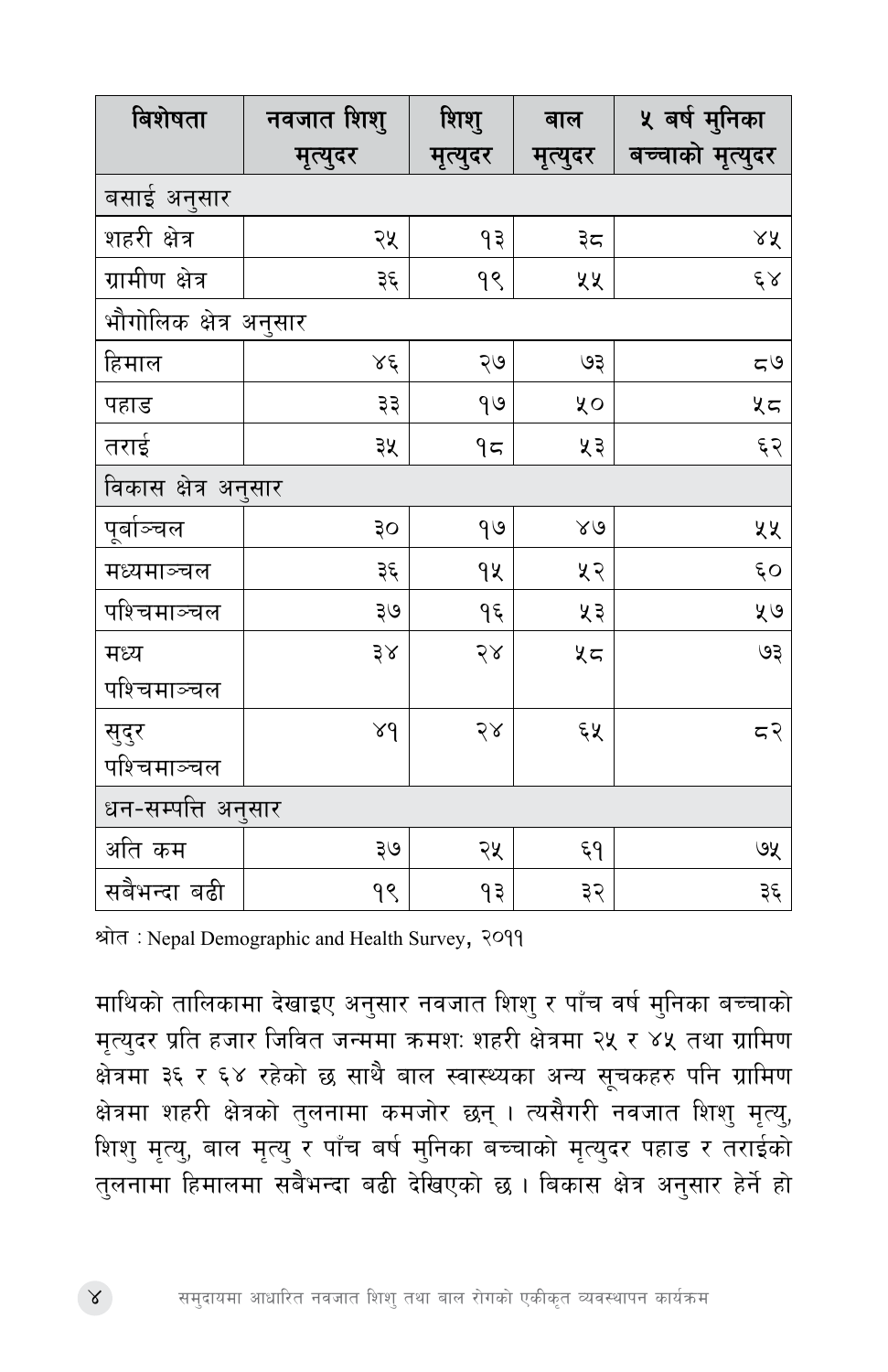| बिशेषता | नवजात शिशु मृत्युदर | शिशु मृत्युदर | बाल मृत्युदर | ५ बर्ष मुनिका बच्चाको मृत्युदर |
|---|---|---|---|---|
| बसाई अनुसार | | | | |
| शहरी क्षेत्र | २५ | १३ | ३८ | ४५ |
| ग्रामीण क्षेत्र | ३६ | १९ | ५५ | ६४ |
| भौगोलिक क्षेत्र अनुसार | | | | |
| हिमाल | ४६ | २७ | ७३ | ८७ |
| पहाड | ३३ | १७ | ५० | ५८ |
| तराई | ३५ | १८ | ५३ | ६२ |
| विकास क्षेत्र अनुसार | | | | |
| पूर्बाञ्चल | ३० | १७ | ४७ | ५५ |
| मध्यमाञ्चल | ३६ | १५ | ५२ | ६० |
| पश्चिमाञ्चल | ३७ | १६ | ५३ | ५७ |
| मध्य पश्चिमाञ्चल | ३४ | २४ | ५८ | ७३ |
| सुदुर पश्चिमाञ्चल | ४१ | २४ | ६५ | ८२ |
| धन-सम्पत्ति अनुसार | | | | |
| अति कम | ३७ | २५ | ६१ | ७५ |
| सबैभन्दा बढी | १९ | १३ | ३२ | ३६ |

श्रोत : Nepal Demographic and Health Survey, २०११

माथिको तालिकामा देखाइए अनुसार नवजात शिशु र पाँच वर्ष मुनिका बच्चाको मृत्युदर प्रति हजार जिवित जन्ममा क्रमशः शहरी क्षेत्रमा २५ र ४५ तथा ग्रामिण क्षेत्रमा ३६ र ६४ रहेको छ साथै बाल स्वास्थ्यका अन्य सूचकहरु पनि ग्रामिण क्षेत्रमा शहरी क्षेत्रको तुलनामा कमजोर छन् । त्यसैगरी नवजात शिशु मृत्यु, शिशु मृत्यु, बाल मृत्यु र पाँच बर्ष मुनिका बच्चाको मृत्युदर पहाड र तराईको तुलनामा हिमालमा सबैभन्दा बढी देखिएको छ । बिकास क्षेत्र अनुसार हेर्ने हो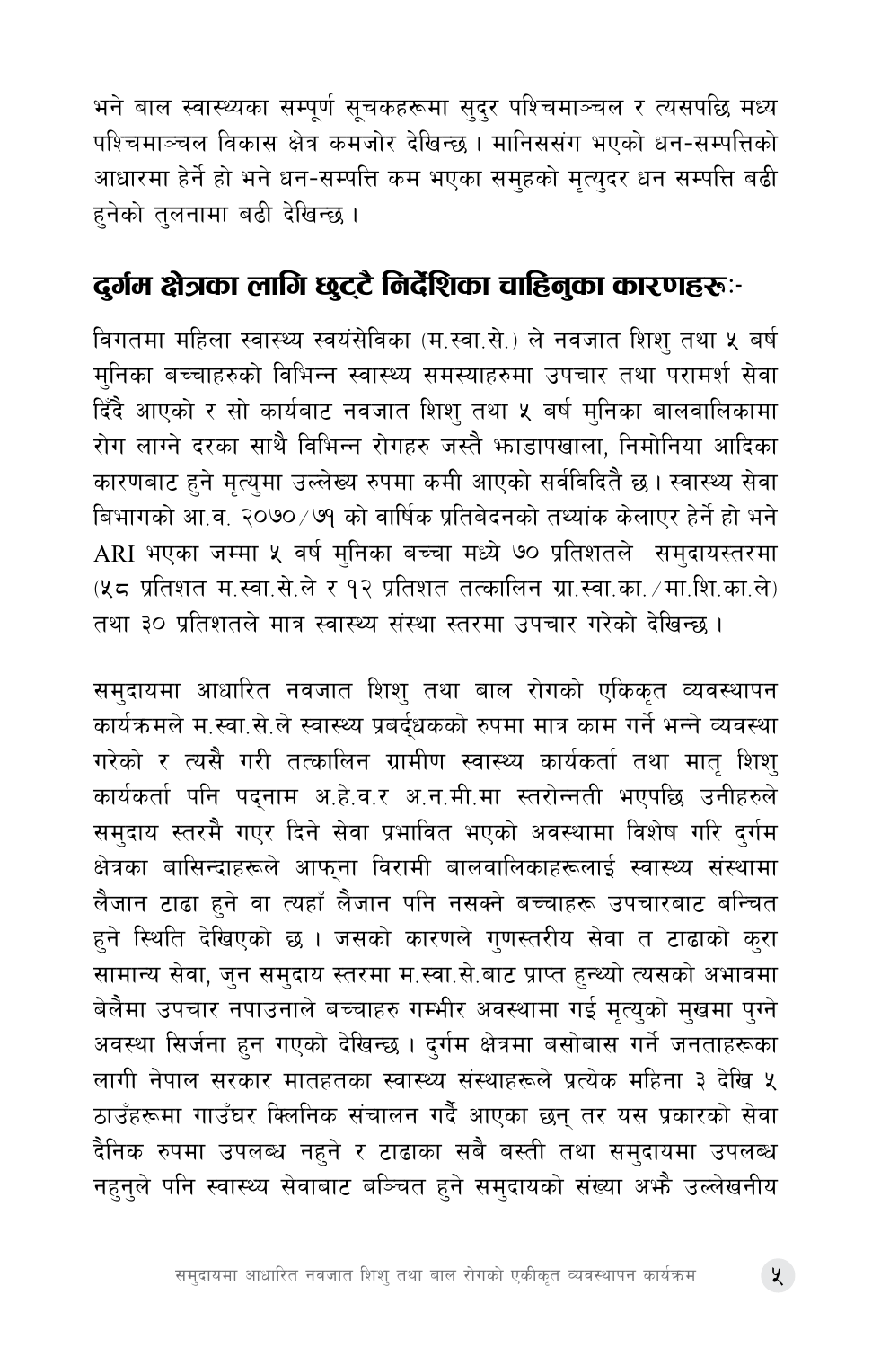भने बाल स्वास्थ्यका सम्पूर्ण सूचकहरूमा सुदुर पश्चिमाञ्चल र त्यसपछि मध्य पश्चिमाञ्चल विकास क्षेत्र कमजोर देखिन्छ । मानिससंग भएको धन-सम्पत्तिको आधारमा हेर्ने हो भने धन-सम्पत्ति कम भएका समुहको मृत्युदर धन सम्पत्ति बढी हुनेको तुलनामा बढी देखिन्छ ।

## दुर्गम क्षेत्रका लागि छुट्टै निर्देशिका चाहिनुका कारणहरूः-

विगतमा महिला स्वास्थ्य स्वयंसेविका (म.स्वा.से.) ले नवजात शिशु तथा ५ बर्ष मुनिका बच्चाहरुको विभिन्न स्वास्थ्य समस्याहरुमा उपचार तथा परामर्श सेवा दिँदै आएको र सो कार्यबाट नवजात शिशु तथा ५ बर्ष मुनिका बालवालिकामा रोग लाग्ने दरका साथै विभिन्न रोगहरु जस्तै झाडापखाला, निमोनिया आदिका कारणबाट हुने मृत्युमा उल्लेख्य रुपमा कमी आएको सर्वविदितै छ । स्वास्थ्य सेवा बिभागको आ.व. २०७०/७१ को वार्षिक प्रतिबेदनको तथ्यांक केलाएर हेर्ने हो भने ARI भएका जम्मा ५ वर्ष मुनिका बच्चा मध्ये ७० प्रतिशतले समुदायस्तरमा (५८ प्रतिशत म.स्वा.से.ले र १२ प्रतिशत तत्कालिन ग्रा.स्वा.का./मा.शि.का.ले) तथा ३० प्रतिशतले मात्र स्वास्थ्य संस्था स्तरमा उपचार गरेको देखिन्छ ।

समुदायमा आधारित नवजात शिशु तथा बाल रोगको एकिकृत व्यवस्थापन कार्यक्रमले म.स्वा.से.ले स्वास्थ्य प्रबर्द्धकको रुपमा मात्र काम गर्ने भन्ने व्यवस्था गरेको र त्यसै गरी तत्कालिन ग्रामीण स्वास्थ्य कार्यकर्ता तथा मातृ शिशु कार्यकर्ता पनि पद्नाम अ.हे.व.र अ.न.मी.मा स्तरोन्नती भएपछि उनीहरुले समुदाय स्तरमै गएर दिने सेवा प्रभावित भएको अवस्थामा विशेष गरि दुर्गम क्षेत्रका बासिन्दाहरूले आफ्ना विरामी बालवालिकाहरूलाई स्वास्थ्य संस्थामा लैजान टाढा हुने वा त्यहाँ लैजान पनि नसक्ने बच्चाहरू उपचारबाट बन्चित हुने स्थिति देखिएको छ । जसको कारणले गुणस्तरीय सेवा त टाढाको कुरा सामान्य सेवा, जुन समुदाय स्तरमा म.स्वा.से.बाट प्राप्त हुन्थ्यो त्यसको अभावमा बेलैमा उपचार नपाउनाले बच्चाहरु गम्भीर अवस्थामा गई मृत्युको मुखमा पुग्ने अवस्था सिर्जना हुन गएको देखिन्छ । दुर्गम क्षेत्रमा बसोबास गर्ने जनताहरूका लागी नेपाल सरकार मातहतका स्वास्थ्य संस्थाहरूले प्रत्येक महिना ३ देखि ५ ठाउँहरूमा गाउँघर क्लिनिक संचालन गर्दै आएका छन् तर यस प्रकारको सेवा दैनिक रुपमा उपलब्ध नहुने र टाढाका सबै बस्ती तथा समुदायमा उपलब्ध नहुनुले पनि स्वास्थ्य सेवाबाट बञ्चित हुने समुदायको संख्या अझै उल्लेखनीय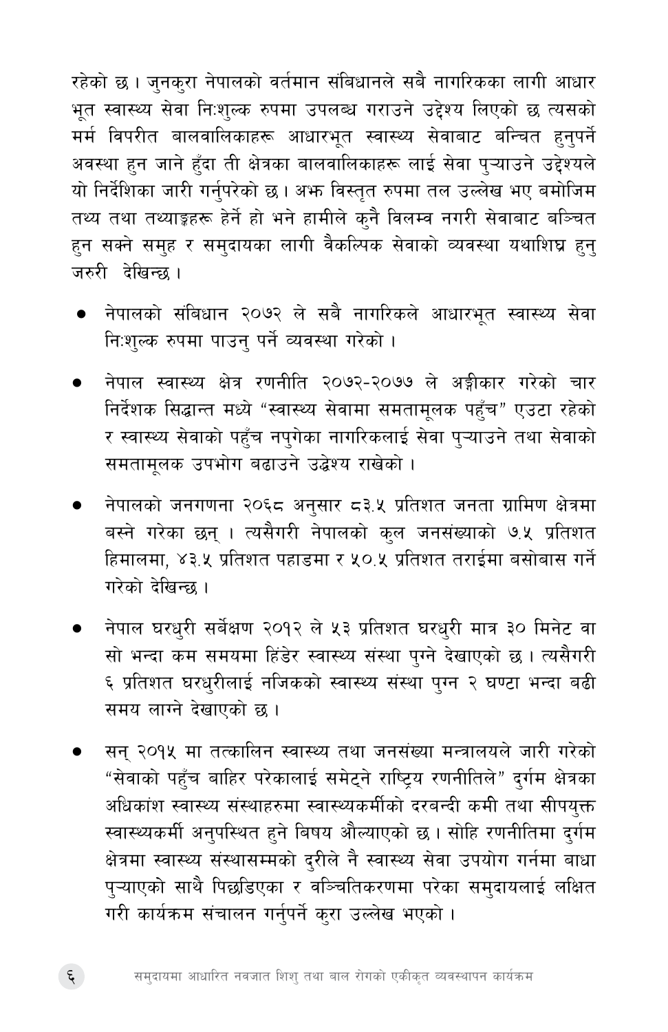रहेको छ । जुनकुरा नेपालको वर्तमान संबिधानले सबै नागरिकका लागी आधार भूत स्वास्थ्य सेवा निःशुल्क रुपमा उपलब्ध गराउने उद्देश्य लिएको छ त्यसको मर्म विपरीत बालवालिकाहरू आधारभूत स्वास्थ्य सेवाबाट बन्चित हुनुपर्ने अवस्था हुन जाने हुँदा ती क्षेत्रका बालवालिकाहरू लाई सेवा पुऱ्याउने उद्देश्यले यो निर्देशिका जारी गर्नुपरेको छ । अझ विस्तृत रुपमा तल उल्लेख भए बमोजिम तथ्य तथा तथ्याङ्कहरू हेर्ने हो भने हामीले कुनै विलम्व नगरी सेवाबाट बञ्चित हुन सक्ने समुह र समुदायका लागी वैकल्पिक सेवाको व्यवस्था यथाशिघ्र हुनु जरुरी देखिन्छ ।

- नेपालको संबिधान २०७२ ले सबै नागरिकले आधारभूत स्वास्थ्य सेवा निःशुल्क रुपमा पाउनु पर्ने व्यवस्था गरेको ।

- नेपाल स्वास्थ्य क्षेत्र रणनीति २०७२-२०७७ ले अङ्गीकार गरेको चार निर्देशक सिद्धान्त मध्ये "स्वास्थ्य सेवामा समतामूलक पहुँच" एउटा रहेको र स्वास्थ्य सेवाको पहुँच नपुगेका नागरिकलाई सेवा पुऱ्याउने तथा सेवाको समतामूलक उपभोग बढाउने उद्धेश्य राखेको ।

- नेपालको जनगणना २०६८ अनुसार ८३.५ प्रतिशत जनता ग्रामिण क्षेत्रमा बस्ने गरेका छन् । त्यसैगरी नेपालको कुल जनसंख्याको ७.५ प्रतिशत हिमालमा, ४३.५ प्रतिशत पहाडमा र ५०.५ प्रतिशत तराईमा बसोबास गर्ने गरेको देखिन्छ ।

- नेपाल घरधुरी सर्बेक्षण २०१२ ले ५३ प्रतिशत घरधुरी मात्र ३० मिनेट वा सो भन्दा कम समयमा हिंडेर स्वास्थ्य संस्था पुग्ने देखाएको छ । त्यसैगरी ६ प्रतिशत घरधुरीलाई नजिकको स्वास्थ्य संस्था पुग्न २ घण्टा भन्दा बढी समय लाग्ने देखाएको छ ।

- सन् २०१५ मा तत्कालिन स्वास्थ्य तथा जनसंख्या मन्त्रालयले जारी गरेको "सेवाको पहुँच बाहिर परेकालाई समेट्ने राष्ट्रिय रणनीतिले" दुर्गम क्षेत्रका अधिकांश स्वास्थ्य संस्थाहरुमा स्वास्थ्यकर्मीको दरबन्दी कमी तथा सीपयुक्त स्वास्थ्यकर्मी अनुपस्थित हुने बिषय औल्याएको छ । सोहि रणनीतिमा दुर्गम क्षेत्रमा स्वास्थ्य संस्थासम्मको दुरीले नै स्वास्थ्य सेवा उपयोग गर्नमा बाधा पुऱ्याएको साथै पिछडिएका र वञ्चितिकरणमा परेका समुदायलाई लक्षित गरी कार्यक्रम संचालन गर्नुपर्ने कुरा उल्लेख भएको ।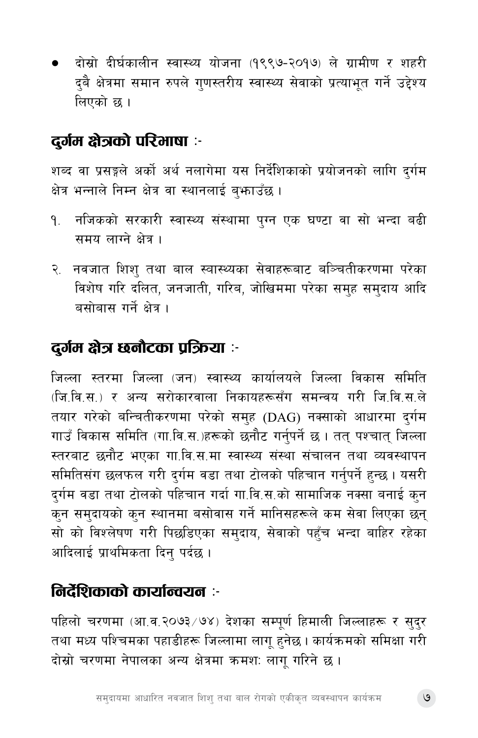- दोस्रो दीर्घकालीन स्वास्थ्य योजना (१९९७-२०१७) ले ग्रामीण र शहरी दुबै क्षेत्रमा समान रुपले गुणस्तरीय स्वास्थ्य सेवाको प्रत्याभूत गर्ने उद्देश्य लिएको छ ।

## दुर्गम क्षेत्रको परिभाषा :-

शब्द वा प्रसङ्गले अर्को अर्थ नलागेमा यस निर्देशिकाको प्रयोजनको लागि दुर्गम क्षेत्र भन्नाले निम्न क्षेत्र वा स्थानलाई बुझाउँछ ।

१. नजिकको सरकारी स्वास्थ्य संस्थामा पुग्न एक घण्टा वा सो भन्दा बढी समय लाग्ने क्षेत्र ।

२. नवजात शिशु तथा बाल स्वास्थ्यका सेवाहरूबाट बञ्चितीकरणमा परेका विशेष गरि दलित, जनजाती, गरिब, जोखिममा परेका समुह समुदाय आदि बसोबास गर्ने क्षेत्र ।

## दुर्गम क्षेत्र छनौटका प्रक्रिया :-

जिल्ला स्तरमा जिल्ला (जन) स्वास्थ्य कार्यालयले जिल्ला विकास समिति (जि.वि.स.) र अन्य सरोकारवाला निकायहरूसँग समन्वय गरी जि.वि.स.ले तयार गरेको बन्चितीकरणमा परेको समुह (DAG) नक्साको आधारमा दुर्गम गाउँ विकास समिति (गा.वि.स.)हरूको छनौट गर्नुपर्ने छ । तत् पश्चात् जिल्ला स्तरबाट छनौट भएका गा.वि.स.मा स्वास्थ्य संस्था संचालन तथा व्यवस्थापन समितिसंग छलफल गरी दुर्गम वडा तथा टोलको पहिचान गर्नुपर्ने हुन्छ । यसरी दुर्गम वडा तथा टोलको पहिचान गर्दा गा.वि.स.को सामाजिक नक्सा बनाई कुन कुन समुदायको कुन स्थानमा बसोवास गर्ने मानिसहरूले कम सेवा लिएका छन् सो को विश्लेषण गरी पिछडिएका समुदाय, सेवाको पहुँच भन्दा बाहिर रहेका आदिलाई प्राथमिकता दिनु पर्दछ ।

## निर्देशिकाको कार्यान्वयन :-

पहिलो चरणमा (आ.व.२०७३/७४) देशका सम्पूर्ण हिमाली जिल्लाहरू र सुदुर तथा मध्य पश्चिमका पहाडीहरू जिल्लामा लागू हुनेछ । कार्यक्रमको समिक्षा गरी दोस्रो चरणमा नेपालका अन्य क्षेत्रमा क्रमशः लागू गरिने छ ।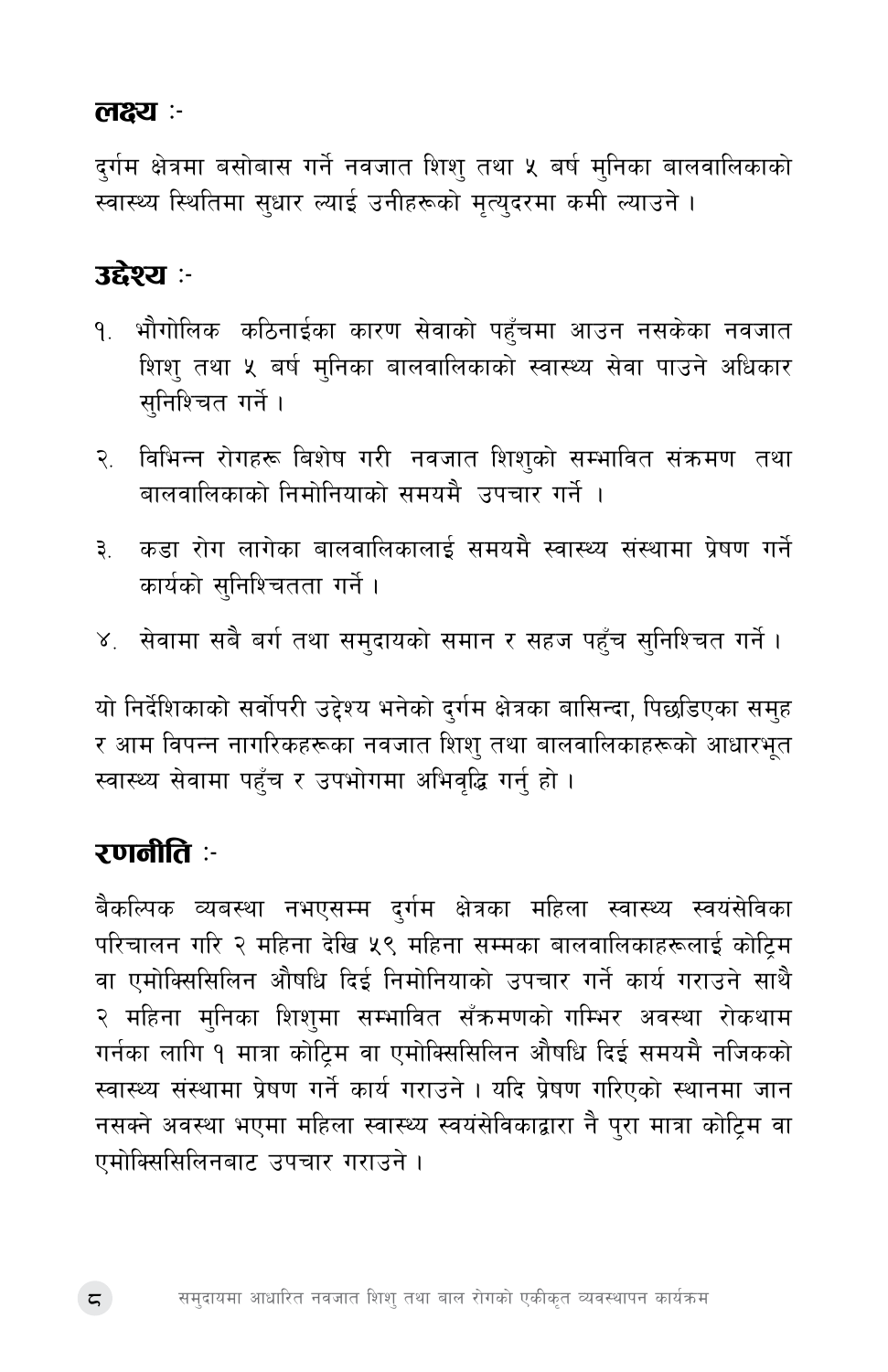## लक्ष्य :-

दुर्गम क्षेत्रमा बसोबास गर्ने नवजात शिशु तथा ५ बर्ष मुनिका बालवालिकाको स्वास्थ्य स्थितिमा सुधार ल्याई उनीहरूको मृत्युदरमा कमी ल्याउने ।

## उद्देश्य :-

१. भौगोलिक कठिनाईका कारण सेवाको पहुँचमा आउन नसकेका नवजात शिशु तथा ५ बर्ष मुनिका बालवालिकाको स्वास्थ्य सेवा पाउने अधिकार सुनिश्चित गर्ने ।

२. विभिन्न रोगहरू बिशेष गरी नवजात शिशुको सम्भावित संक्रमण तथा बालवालिकाको निमोनियाको समयमै उपचार गर्ने ।

३. कडा रोग लागेका बालवालिकालाई समयमै स्वास्थ्य संस्थामा प्रेषण गर्ने कार्यको सुनिश्चितता गर्ने ।

४. सेवामा सबै बर्ग तथा समुदायको समान र सहज पहुँच सुनिश्चित गर्ने ।

यो निर्देशिकाको सर्वोपरी उद्देश्य भनेको दुर्गम क्षेत्रका बासिन्दा, पिछडिएका समुह र आम विपन्न नागरिकहरूका नवजात शिशु तथा बालवालिकाहरूको आधारभूत स्वास्थ्य सेवामा पहुँच र उपभोगमा अभिवृद्धि गर्नु हो ।

## रणनीति :-

बैकल्पिक व्यबस्था नभएसम्म दुर्गम क्षेत्रका महिला स्वास्थ्य स्वयंसेविका परिचालन गरि २ महिना देखि ५९ महिना सम्मका बालवालिकाहरूलाई कोट्रिम वा एमोक्सिसिलिन औषधि दिई निमोनियाको उपचार गर्ने कार्य गराउने साथै २ महिना मुनिका शिशुमा सम्भावित सँक्रमणको गम्भिर अवस्था रोकथाम गर्नका लागि १ मात्रा कोट्रिम वा एमोक्सिसिलिन औषधि दिई समयमै नजिकको स्वास्थ्य संस्थामा प्रेषण गर्ने कार्य गराउने । यदि प्रेषण गरिएको स्थानमा जान नसक्ने अवस्था भएमा महिला स्वास्थ्य स्वयंसेविकाद्वारा नै पुरा मात्रा कोट्रिम वा एमोक्सिसिलिनबाट उपचार गराउने ।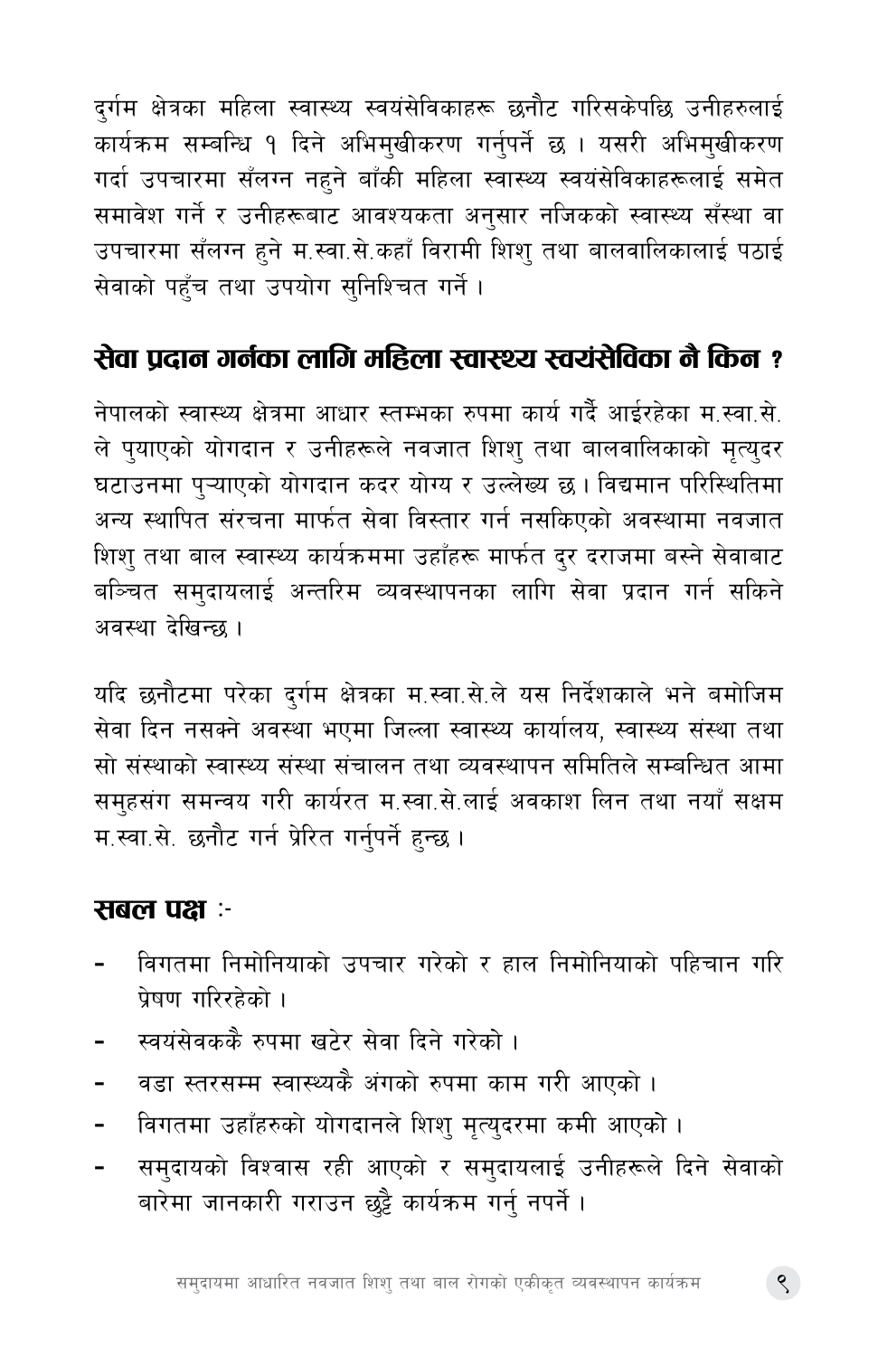दुर्गम क्षेत्रका महिला स्वास्थ्य स्वयंसेविकाहरू छनौट गरिसकेपछि उनीहरुलाई कार्यक्रम सम्बन्धि १ दिने अभिमुखीकरण गर्नुपर्ने छ । यसरी अभिमुखीकरण गर्दा उपचारमा सँलग्न नहुने बाँकी महिला स्वास्थ्य स्वयंसेविकाहरूलाई समेत समावेश गर्ने र उनीहरूबाट आवश्यकता अनुसार नजिकको स्वास्थ्य सँस्था वा उपचारमा सँलग्न हुने म.स्वा.से.कहाँ विरामी शिशु तथा बालवालिकालाई पठाई सेवाको पहुँच तथा उपयोग सुनिश्चित गर्ने ।

## सेवा प्रदान गर्नका लागि महिला स्वास्थ्य स्वयंसेविका नै किन ?

नेपालको स्वास्थ्य क्षेत्रमा आधार स्तम्भका रुपमा कार्य गर्दै आईरहेका म.स्वा.से. ले पुयाएको योगदान र उनीहरूले नवजात शिशु तथा बालवालिकाको मृत्युदर घटाउनमा पुऱ्याएको योगदान कदर योग्य र उल्लेख्य छ । विद्यमान परिस्थितिमा अन्य स्थापित संरचना मार्फत सेवा विस्तार गर्न नसकिएको अवस्थामा नवजात शिशु तथा बाल स्वास्थ्य कार्यक्रममा उहाँहरू मार्फत दुर दराजमा बस्ने सेवाबाट बञ्चित समुदायलाई अन्तरिम व्यवस्थापनका लागि सेवा प्रदान गर्न सकिने अवस्था देखिन्छ ।

यदि छनौटमा परेका दुर्गम क्षेत्रका म.स्वा.से.ले यस निर्देशकाले भने बमोजिम सेवा दिन नसक्ने अवस्था भएमा जिल्ला स्वास्थ्य कार्यालय, स्वास्थ्य संस्था तथा सो संस्थाको स्वास्थ्य संस्था संचालन तथा व्यवस्थापन समितिले सम्बन्धित आमा समुहसंग समन्वय गरी कार्यरत म.स्वा.से.लाई अवकाश लिन तथा नयाँ सक्षम म.स्वा.से. छनौट गर्न प्रेरित गर्नुपर्ने हुन्छ ।

## सबल पक्ष :-

- विगतमा निमोनियाको उपचार गरेको र हाल निमोनियाको पहिचान गरि प्रेषण गरिरहेको ।
- स्वयंसेवककै रुपमा खटेर सेवा दिने गरेको ।
- वडा स्तरसम्म स्वास्थ्यकै अंगको रुपमा काम गरी आएको ।
- विगतमा उहाँहरुको योगदानले शिशु मृत्युदरमा कमी आएको ।
- समुदायको विश्वास रही आएको र समुदायलाई उनीहरूले दिने सेवाको बारेमा जानकारी गराउन छुट्टै कार्यक्रम गर्नु नपर्ने ।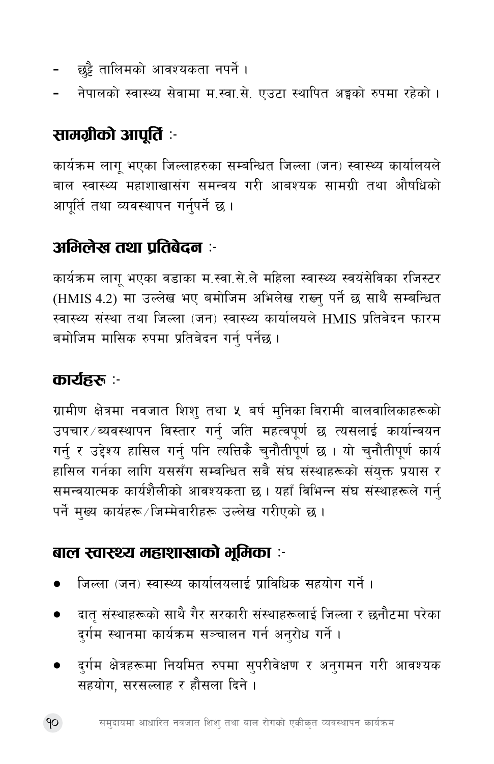- छुट्टै तालिमको आवश्यकता नपर्ने ।
- नेपालको स्वास्थ्य सेवामा म.स्वा.से. एउटा स्थापित अङ्गको रुपमा रहेको ।

## सामग्रीको आपूर्ति :-

कार्यक्रम लागू भएका जिल्लाहरुका सम्बन्धित जिल्ला (जन) स्वास्थ्य कार्यालयले बाल स्वास्थ्य महाशाखासंग समन्वय गरी आबश्यक सामग्री तथा औषधिको आपूर्ति तथा व्यवस्थापन गर्नुपर्ने छ ।

## अभिलेख तथा प्रतिबेदन :-

कार्यक्रम लागू भएका वडाका म.स्वा.से.ले महिला स्वास्थ्य स्वयंसेविका रजिस्टर (HMIS 4.2) मा उल्लेख भए बमोजिम अभिलेख राख्नु पर्ने छ साथै सम्बन्धित स्वास्थ्य संस्था तथा जिल्ला (जन) स्वास्थ्य कार्यालयले HMIS प्रतिबेदन फारम बमोजिम मासिक रुपमा प्रतिबेदन गर्नु पर्नेछ ।

## कार्यहरू :-

ग्रामीण क्षेत्रमा नवजात शिशु तथा ५ बर्ष मुनिका बिरामी बालवालिकाहरूको उपचार/व्यवस्थापन विस्तार गर्नु जति महत्वपूर्ण छ त्यसलाई कार्यान्वयन गर्नु र उद्देश्य हासिल गर्नु पनि त्यत्तिकै चुनौतीपूर्ण छ । यो चुनौतीपूर्ण कार्य हासिल गर्नका लागि यससँग सम्बन्धित सबै संघ संस्थाहरूको संयुक्त प्रयास र समन्वयात्मक कार्यशैलीको आवश्यकता छ । यहाँ विभिन्न संघ संस्थाहरूले गर्नु पर्ने मुख्य कार्यहरू/जिम्मेवारीहरू उल्लेख गरीएको छ ।

## बाल स्वास्थ्य महाशाखाको भूमिका :-

- जिल्ला (जन) स्वास्थ्य कार्यालयलाई प्राविधिक सहयोग गर्ने ।
- दातृ संस्थाहरूको साथै गैर सरकारी संस्थाहरूलाई जिल्ला र छनौटमा परेका दुर्गम स्थानमा कार्यक्रम सञ्चालन गर्न अनुरोध गर्ने ।
- दुर्गम क्षेत्रहरूमा नियमित रुपमा सुपरीवेक्षण र अनुगमन गरी आवश्यक सहयोग, सरसल्लाह र हौसला दिने ।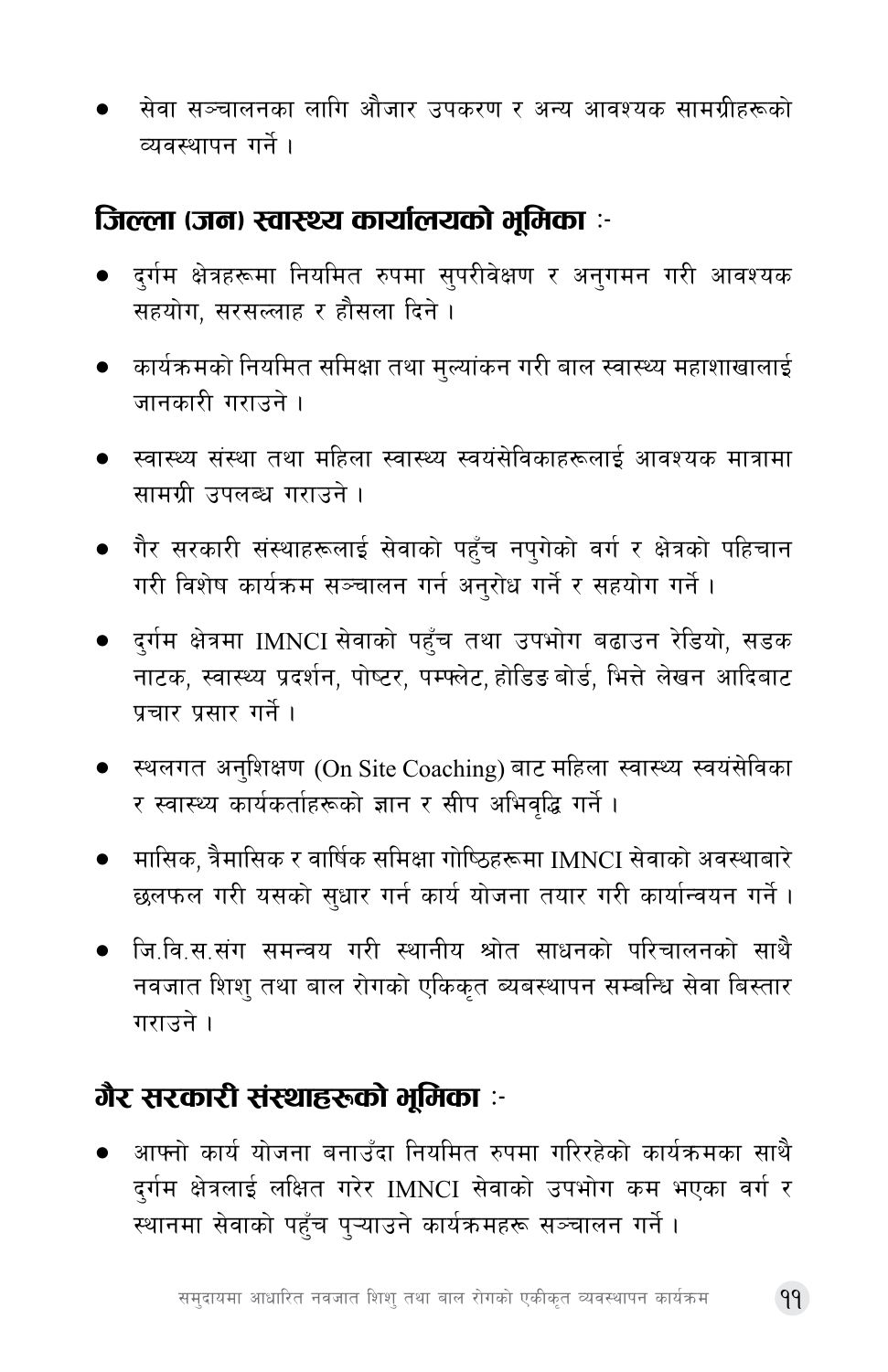- सेवा सञ्चालनका लागि औजार उपकरण र अन्य आवश्यक सामग्रीहरूको व्यवस्थापन गर्ने ।

## जिल्ला (जन) स्वास्थ्य कार्यालयको भूमिका :-

- दुर्गम क्षेत्रहरूमा नियमित रुपमा सुपरीवेक्षण र अनुगमन गरी आवश्यक सहयोग, सरसल्लाह र हौसला दिने ।
- कार्यक्रमको नियमित समिक्षा तथा मुल्यांकन गरी बाल स्वास्थ्य महाशाखालाई जानकारी गराउने ।
- स्वास्थ्य संस्था तथा महिला स्वास्थ्य स्वयंसेविकाहरूलाई आवश्यक मात्रामा सामग्री उपलब्ध गराउने ।
- गैर सरकारी संस्थाहरूलाई सेवाको पहुँच नपुगेको वर्ग र क्षेत्रको पहिचान गरी विशेष कार्यक्रम सञ्चालन गर्न अनुरोध गर्ने र सहयोग गर्ने ।
- दुर्गम क्षेत्रमा IMNCI सेवाको पहुँच तथा उपभोग बढाउन रेडियो, सडक नाटक, स्वास्थ्य प्रदर्शन, पोष्टर, पम्फ्लेट, होडिङ बोर्ड, भित्ते लेखन आदिबाट प्रचार प्रसार गर्ने ।
- स्थलगत अनुशिक्षण (On Site Coaching) बाट महिला स्वास्थ्य स्वयंसेविका र स्वास्थ्य कार्यकर्ताहरूको ज्ञान र सीप अभिवृद्धि गर्ने ।
- मासिक, त्रैमासिक र वार्षिक समिक्षा गोष्ठिहरूमा IMNCI सेवाको अवस्थाबारे छलफल गरी यसको सुधार गर्न कार्य योजना तयार गरी कार्यान्वयन गर्ने ।
- जि.वि.स.संग समन्वय गरी स्थानीय श्रोत साधनको परिचालनको साथै नवजात शिशु तथा बाल रोगको एकिकृत व्यबस्थापन सम्बन्धि सेवा बिस्तार गराउने ।

## गैर सरकारी संस्थाहरूको भूमिका :-

- आफ्नो कार्य योजना बनाउँदा नियमित रुपमा गरिरहेको कार्यक्रमका साथै दुर्गम क्षेत्रलाई लक्षित गरेर IMNCI सेवाको उपभोग कम भएका वर्ग र स्थानमा सेवाको पहुँच पुऱ्याउने कार्यक्रमहरू सञ्चालन गर्ने ।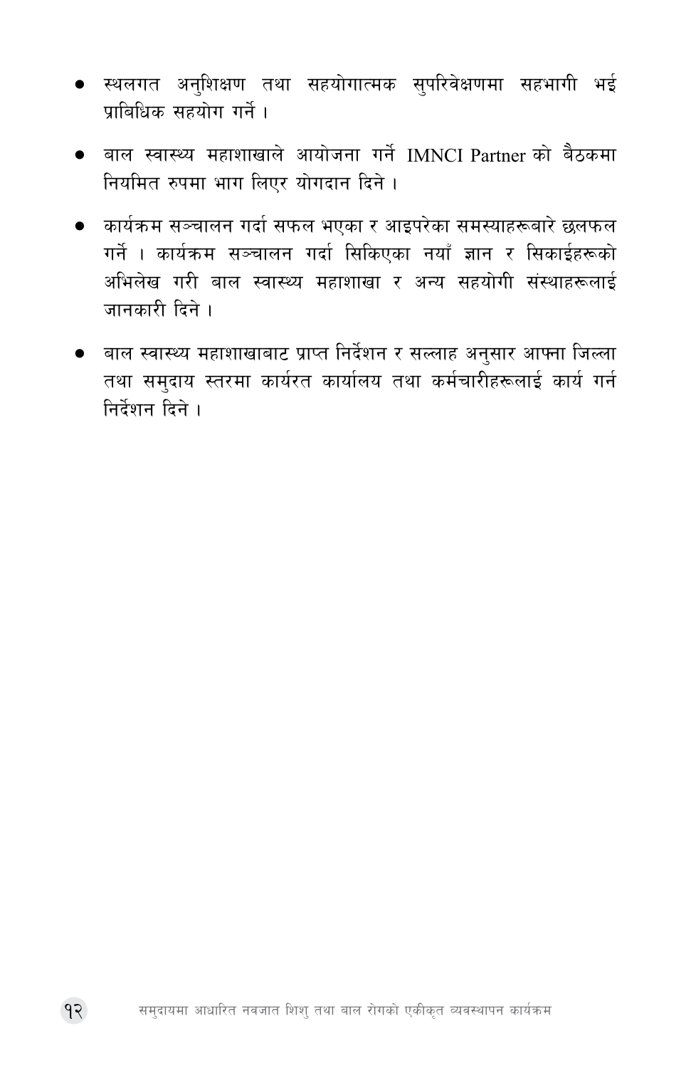- स्थलगत अनुशिक्षण तथा सहयोगात्मक सुपरिवेक्षणमा सहभागी भई प्राबिधिक सहयोग गर्ने ।

- बाल स्वास्थ्य महाशाखाले आयोजना गर्ने IMNCI Partner को बैठकमा नियमित रुपमा भाग लिएर योगदान दिने ।

- कार्यक्रम सञ्चालन गर्दा सफल भएका र आइपरेका समस्याहरूबारे छलफल गर्ने । कार्यक्रम सञ्चालन गर्दा सिकिएका नयाँ ज्ञान र सिकाईहरूको अभिलेख गरी बाल स्वास्थ्य महाशाखा र अन्य सहयोगी संस्थाहरूलाई जानकारी दिने ।

- बाल स्वास्थ्य महाशाखाबाट प्राप्त निर्देशन र सल्लाह अनुसार आफ्ना जिल्ला तथा समुदाय स्तरमा कार्यरत कार्यालय तथा कर्मचारीहरूलाई कार्य गर्न निर्देशन दिने ।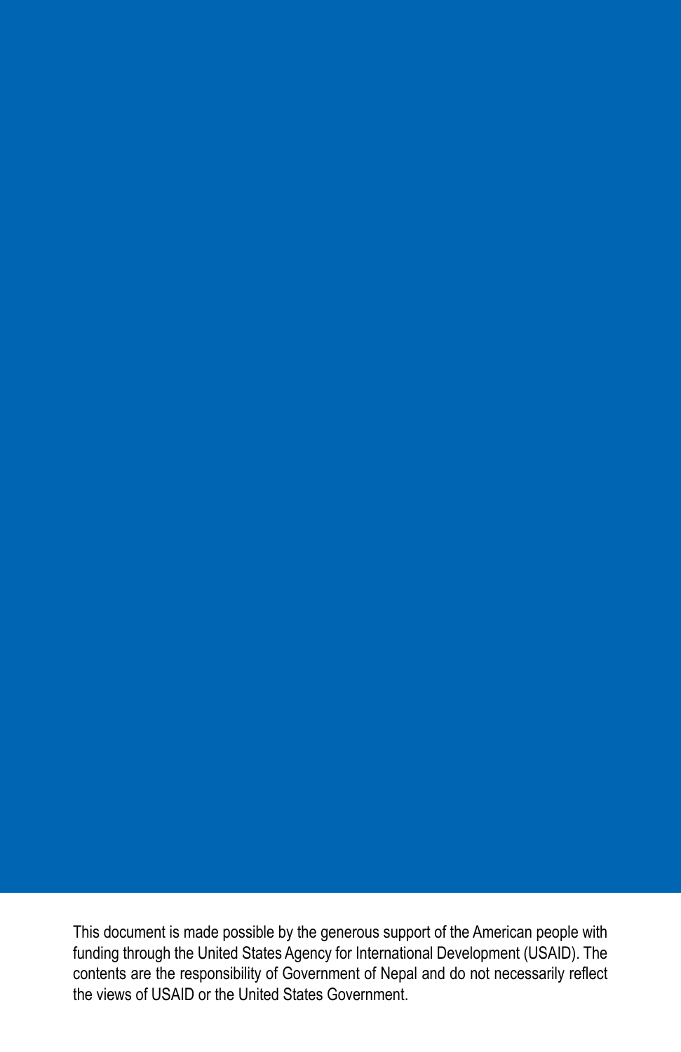This document is made possible by the generous support of the American people with funding through the United States Agency for International Development (USAID). The contents are the responsibility of Government of Nepal and do not necessarily reflect the views of USAID or the United States Government.